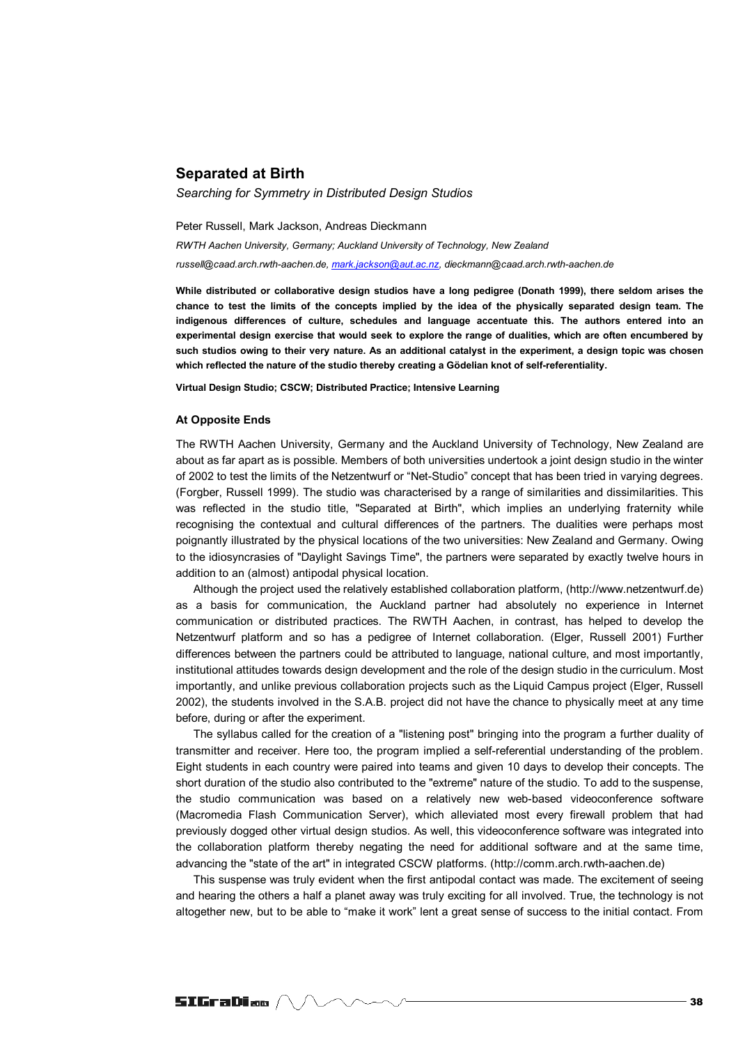# Separated at Birth

*Searching for Symmetry in Distributed Design Studios*

Peter Russell, Mark Jackson, Andreas Dieckmann

*RWTH Aachen University, Germany; Auckland University of Technology, New Zealand*

*russell@caad.arch.rwth-aachen.de, mark.jackson@aut.ac.nz, dieckmann@caad.arch.rwth-aachen.de*

**While distributed or collaborative design studios have a long pedigree (Donath 1999), there seldom arises the chance to test the limits of the concepts implied by the idea of the physically separated design team. The indigenous differences of culture, schedules and language accentuate this. The authors entered into an experimental design exercise that would seek to explore the range of dualities, which are often encumbered by such studios owing to their very nature. As an additional catalyst in the experiment, a design topic was chosen which reflected the nature of the studio thereby creating a Gödelian knot of self-referentiality.**

**Virtual Design Studio; CSCW; Distributed Practice; Intensive Learning**

### At Opposite Ends

The RWTH Aachen University, Germany and the Auckland University of Technology, New Zealand are about as far apart as is possible. Members of both universities undertook a joint design studio in the winter of 2002 to test the limits of the Netzentwurf or "Net-Studio" concept that has been tried in varying degrees. (Forgber, Russell 1999). The studio was characterised by a range of similarities and dissimilarities. This was reflected in the studio title, "Separated at Birth", which implies an underlying fraternity while recognising the contextual and cultural differences of the partners. The dualities were perhaps most poignantly illustrated by the physical locations of the two universities: New Zealand and Germany. Owing to the idiosyncrasies of "Daylight Savings Time", the partners were separated by exactly twelve hours in addition to an (almost) antipodal physical location.

Although the project used the relatively established collaboration platform, (http://www.netzentwurf.de) as a basis for communication, the Auckland partner had absolutely no experience in Internet communication or distributed practices. The RWTH Aachen, in contrast, has helped to develop the Netzentwurf platform and so has a pedigree of Internet collaboration. (Elger, Russell 2001) Further differences between the partners could be attributed to language, national culture, and most importantly, institutional attitudes towards design development and the role of the design studio in the curriculum. Most importantly, and unlike previous collaboration projects such as the Liquid Campus project (Elger, Russell 2002), the students involved in the S.A.B. project did not have the chance to physically meet at any time before, during or after the experiment.

The syllabus called for the creation of a "listening post" bringing into the program a further duality of transmitter and receiver. Here too, the program implied a self-referential understanding of the problem. Eight students in each country were paired into teams and given 10 days to develop their concepts. The short duration of the studio also contributed to the "extreme" nature of the studio. To add to the suspense, the studio communication was based on a relatively new web-based videoconference software (Macromedia Flash Communication Server), which alleviated most every firewall problem that had previously dogged other virtual design studios. As well, this videoconference software was integrated into the collaboration platform thereby negating the need for additional software and at the same time, advancing the "state of the art" in integrated CSCW platforms. (http://comm.arch.rwth-aachen.de)

This suspense was truly evident when the first antipodal contact was made. The excitement of seeing and hearing the others a half a planet away was truly exciting for all involved. True, the technology is not altogether new, but to be able to "make it work" lent a great sense of success to the initial contact. From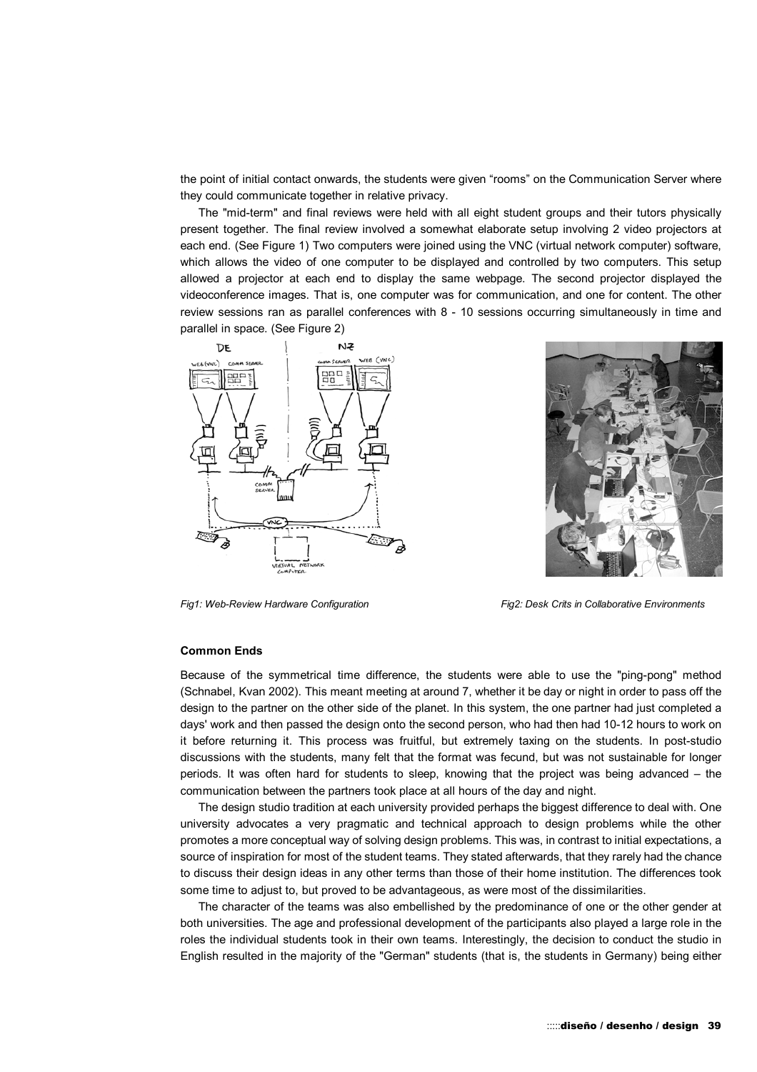the point of initial contact onwards, the students were given “rooms” on the Communication Server where they could communicate together in relative privacy.

The "mid-term" and final reviews were held with all eight student groups and their tutors physically present together. The final review involved a somewhat elaborate setup involving 2 video projectors at each end. (See Figure 1) Two computers were joined using the VNC (virtual network computer) software, which allows the video of one computer to be displayed and controlled by two computers. This setup allowed a projector at each end to display the same webpage. The second projector displayed the videoconference images. That is, one computer was for communication, and one for content. The other review sessions ran as parallel conferences with 8 - 10 sessions occurring simultaneously in time and parallel in space. (See Figure 2)

*Fig1: Web-Review Hardware Configuration*

*Fig2: Desk Crits in Collaborative Environments*

**Common Ends**

Because of the symmetrical time difference, the students were able to use the "ping-pong" method (Schnabel, Kvan 2002). This meant meeting at around 7, whether it be day or night in order to pass off the design to the partner on the other side of the planet. In this system, the one partner had just completed a days' work and then passed the design onto the second person, who had then had 10-12 hours to work on it before returning it. This process was fruitful, but extremely taxing on the students. In post-studio discussions with the students, many felt that the format was fecund, but was not sustainable for longer periods. It was often hard for students to sleep, knowing that the project was being advanced – the communication between the partners took place at all hours of the day and night.

The design studio tradition at each university provided perhaps the biggest difference to deal with. One university advocates a very pragmatic and technical approach to design problems while the other promotes a more conceptual way of solving design problems. This was, in contrast to initial expectations, a source of inspiration for most of the student teams. They stated afterwards, that they rarely had the chance to discuss their design ideas in any other terms than those of their home institution. The differences took some time to adjust to, but proved to be advantageous, as were most of the dissimilarities.

The character of the teams was also embellished by the predominance of one or the other gender at both universities. The age and professional development of the participants also played a large role in the roles the individual students took in their own teams. Interestingly, the decision to conduct the studio in English resulted in the majority of the "German" students (that is, the students in Germany) being either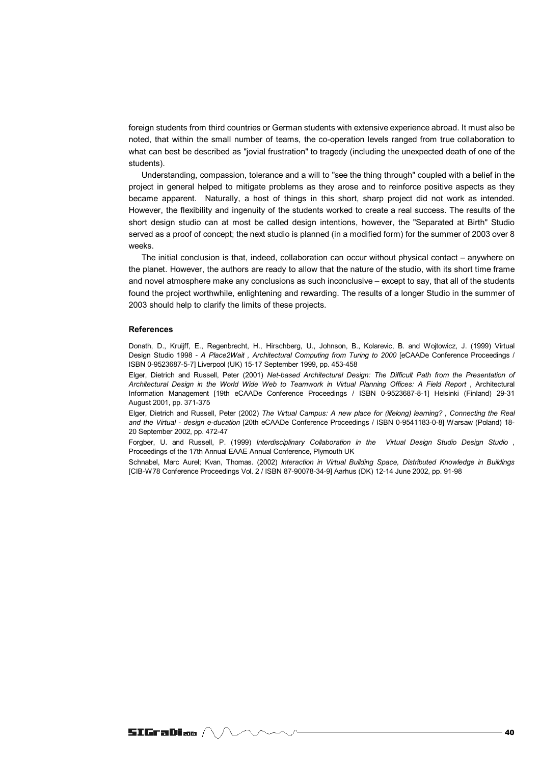foreign students from third countries or German students with extensive experience abroad. It must also be noted, that within the small number of teams, the co-operation levels ranged from true collaboration to what can best be described as "jovial frustration" to tragedy (including the unexpected death of one of the students).

Understanding, compassion, tolerance and a will to "see the thing through" coupled with a belief in the project in general helped to mitigate problems as they arose and to reinforce positive aspects as they became apparent. Naturally, a host of things in this short, sharp project did not work as intended. However, the flexibility and ingenuity of the students worked to create a real success. The results of the short design studio can at most be called design intentions, however, the "Separated at Birth" Studio served as a proof of concept; the next studio is planned (in a modified form) for the summer of 2003 over 8 weeks.

The initial conclusion is that, indeed, collaboration can occur without physical contact – anywhere on the planet. However, the authors are ready to allow that the nature of the studio, with its short time frame and novel atmosphere make any conclusions as such inconclusive – except to say, that all of the students found the project worthwhile, enlightening and rewarding. The results of a longer Studio in the summer of 2003 should help to clarify the limits of these projects.

#### References

Donath, D., Kruijff, E., Regenbrecht, H., Hirschberg, U., Johnson, B., Kolarevic, B. and Wojtowicz, J. (1999) Virtual Design Studio 1998 - *A Place2Wait , Architectural Computing from Turing to 2000* [eCAADe Conference Proceedings / ISBN 0-9523687-5-7] Liverpool (UK) 15-17 September 1999, pp. 453-458

Elger, Dietrich and Russell, Peter (2001) *Net-based Architectural Design: The Difficult Path from the Presentation of Architectural Design in the World Wide Web to Teamwork in Virtual Planning Offices: A Field Report* , Architectural Information Management [19th eCAADe Conference Proceedings / ISBN 0-9523687-8-1] Helsinki (Finland) 29-31 August 2001, pp. 371-375

Elger, Dietrich and Russell, Peter (2002) *The Virtual Campus: A new place for (lifelong) learning? , Connecting the Real and the Virtual - design e-ducation* [20th eCAADe Conference Proceedings / ISBN 0-9541183-0-8] Warsaw (Poland) 18-20 September 2002, pp. 472-47

Forgber, U. and Russell, P. (1999) *Interdisciplinary Collaboration in the Virtual Design Studio Design Studio* , Proceedings of the 17th Annual EAAE Annual Conference, Plymouth UK

Schnabel, Marc Aurel; Kvan, Thomas. (2002) *Interaction in Virtual Building Space, Distributed Knowledge in Buildings* [CIB-W78 Conference Proceedings Vol. 2 / ISBN 87-90078-34-9] Aarhus (DK) 12-14 June 2002, pp. 91-98